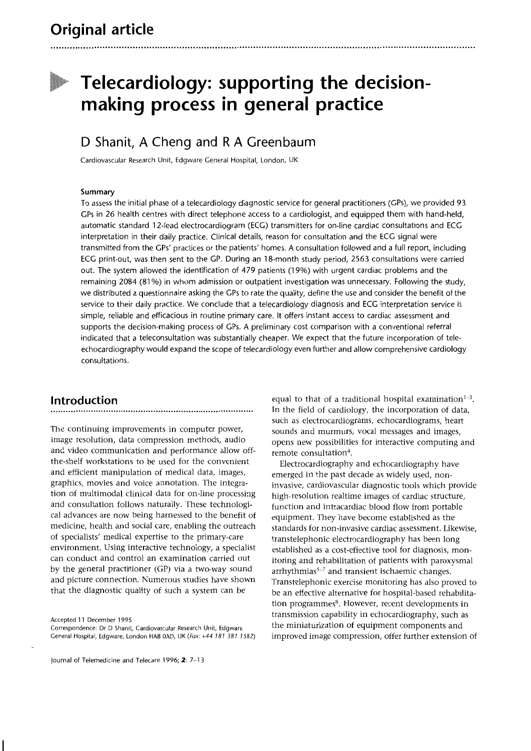Original article

# Telecardiology: supporting the decision-making process in general practice

## D Shanit, A Cheng and R A Greenbaum

Cardiovascular Research Unit, Edgware General Hospital, London, UK

#### Summary

To assess the initial phase of a telecardiology diagnostic service for general practitioners (GPs), we provided 93 GPs in 26 health centres with direct telephone access to a cardiologist, and equipped them with hand-held, automatic standard 12-lead electrocardiogram (ECG) transmitters for on-line cardiac consultations and ECG interpretation in their daily practice. Clinical details, reason for consultation and the ECG signal were transmitted from the GPs' practices or the patients' homes. A consultation followed and a full report, including ECG print-out, was then sent to the GP. During an 18-month study period, 2563 consultations were carried out. The system allowed the identification of 479 patients (19%) with urgent cardiac problems and the remaining 2084 (81%) in whom admission or outpatient investigation was unnecessary. Following the study, we distributed a questionnaire asking the GPs to rate the quality, define the use and consider the benefit of the service to their daily practice. We conclude that a telecardiology diagnosis and ECG interpretation service is simple, reliable and efficacious in routine primary care. It offers instant access to cardiac assessment and supports the decision-making process of GPs. A preliminary cost comparison with a conventional referral indicated that a teleconsultation was substantially cheaper. We expect that the future incorporation of tele-echocardiography would expand the scope of telecardiology even further and allow comprehensive cardiology consultations.

## Introduction

The continuing improvements in computer power, image resolution, data compression methods, audio and video communication and performance allow off-the-shelf workstations to be used for the convenient and efficient manipulation of medical data, images, graphics, movies and voice annotation. The integration of multimodal clinical data for on-line processing and consultation follows naturally. These technological advances are now being harnessed to the benefit of medicine, health and social care, enabling the outreach of specialists' medical expertise to the primary-care environment. Using interactive technology, a specialist can conduct and control an examination carried out by the general practitioner (GP) via a two-way sound and picture connection. Numerous studies have shown that the diagnostic quality of such a system can be equal to that of a traditional hospital examination[1-3]. In the field of cardiology, the incorporation of data, such as electrocardiograms, echocardiograms, heart sounds and murmurs, vocal messages and images, opens new possibilities for interactive computing and remote consultation[4].

Electrocardiography and echocardiography have emerged in the past decade as widely used, non-invasive, cardiovascular diagnostic tools which provide high-resolution realtime images of cardiac structure, function and intracardiac blood flow from portable equipment. They have become established as the standards for non-invasive cardiac assessment. Likewise, transtelephonic electrocardiography has been long established as a cost-effective tool for diagnosis, monitoring and rehabilitation of patients with paroxysmal arrhythmias[5-7] and transient ischaemic changes. Transtelephonic exercise monitoring has also proved to be an effective alternative for hospital-based rehabilitation programmes[8]. However, recent developments in transmission capability in echocardiography, such as the miniaturization of equipment components and improved image compression, offer further extension of

Accepted 11 December 1995

Correspondence: Dr D Shanit, Cardiovascular Research Unit, Edgware General Hospital, Edgware, London HA8 0AD, UK (*Fax: +44 181 381 1582*)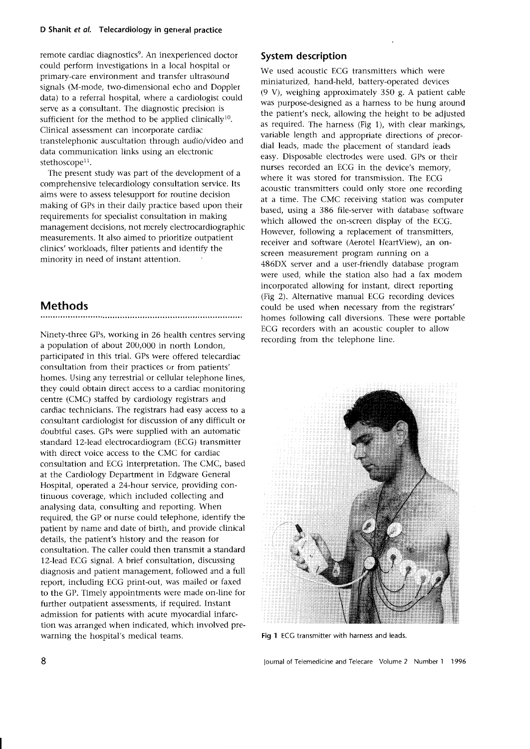remote cardiac diagnostics[9]. An inexperienced doctor could perform investigations in a local hospital or primary-care environment and transfer ultrasound signals (M-mode, two-dimensional echo and Doppler data) to a referral hospital, where a cardiologist could serve as a consultant. The diagnostic precision is sufficient for the method to be applied clinically[10]. Clinical assessment can incorporate cardiac transtelephonic auscultation through audio/video and data communication links using an electronic stethoscope[11].

The present study was part of the development of a comprehensive telecardiology consultation service. Its aims were to assess telesupport for routine decision making of GPs in their daily practice based upon their requirements for specialist consultation in making management decisions, not merely electrocardiographic measurements. It also aimed to prioritize outpatient clinics' workloads, filter patients and identify the minority in need of instant attention.

## Methods

Ninety-three GPs, working in 26 health centres serving a population of about 200,000 in north London, participated in this trial. GPs were offered telecardiac consultation from their practices or from patients' homes. Using any terrestrial or cellular telephone lines, they could obtain direct access to a cardiac monitoring centre (CMC) staffed by cardiology registrars and cardiac technicians. The registrars had easy access to a consultant cardiologist for discussion of any difficult or doubtful cases. GPs were supplied with an automatic standard 12-lead electrocardiogram (ECG) transmitter with direct voice access to the CMC for cardiac consultation and ECG interpretation. The CMC, based at the Cardiology Department in Edgware General Hospital, operated a 24-hour service, providing continuous coverage, which included collecting and analysing data, consulting and reporting. When required, the GP or nurse could telephone, identify the patient by name and date of birth, and provide clinical details, the patient's history and the reason for consultation. The caller could then transmit a standard 12-lead ECG signal. A brief consultation, discussing diagnosis and patient management, followed and a full report, including ECG print-out, was mailed or faxed to the GP. Timely appointments were made on-line for further outpatient assessments, if required. Instant admission for patients with acute myocardial infarction was arranged when indicated, which involved pre-warning the hospital's medical teams.

### System description

We used acoustic ECG transmitters which were miniaturized, hand-held, battery-operated devices (9 V), weighing approximately 350 g. A patient cable was purpose-designed as a harness to be hung around the patient's neck, allowing the height to be adjusted as required. The harness (Fig 1), with clear markings, variable length and appropriate directions of precordial leads, made the placement of standard leads easy. Disposable electrodes were used. GPs or their nurses recorded an ECG in the device's memory, where it was stored for transmission. The ECG acoustic transmitters could only store one recording at a time. The CMC receiving station was computer based, using a 386 file-server with database software which allowed the on-screen display of the ECG. However, following a replacement of transmitters, receiver and software (Aerotel HeartView), an on-screen measurement program running on a 486DX server and a user-friendly database program were used, while the station also had a fax modem incorporated allowing for instant, direct reporting (Fig 2). Alternative manual ECG recording devices could be used when necessary from the registrars' homes following call diversions. These were portable ECG recorders with an acoustic coupler to allow recording from the telephone line.

**Fig 1** ECG transmitter with harness and leads.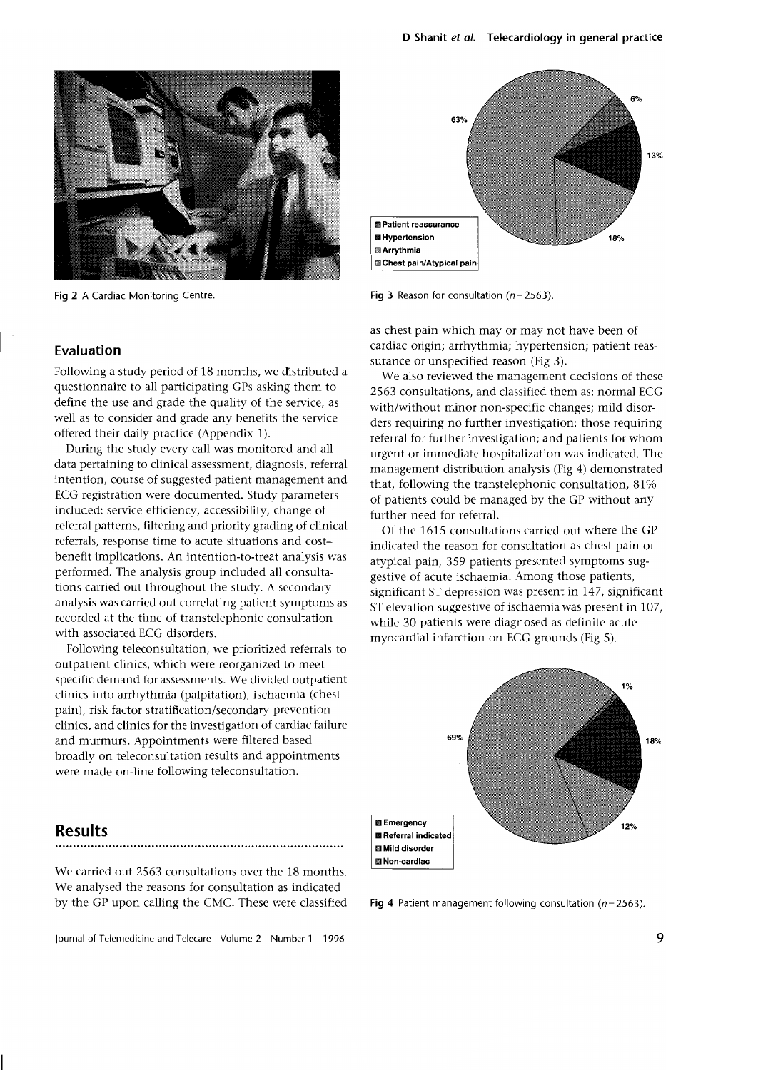Fig 2 A Cardiac Monitoring Centre.

63%

6%

13%

18%

- Patient reassurance
- Hypertension
- Arrythmia
- Chest pain/Atypical pain

Fig 3 Reason for consultation ($n = 2563$).

## Evaluation

Following a study period of 18 months, we distributed a questionnaire to all participating GPs asking them to define the use and grade the quality of the service, as well as to consider and grade any benefits the service offered their daily practice (Appendix 1).

During the study every call was monitored and all data pertaining to clinical assessment, diagnosis, referral intention, course of suggested patient management and ECG registration were documented. Study parameters included: service efficiency, accessibility, change of referral patterns, filtering and priority grading of clinical referrals, response time to acute situations and cost–benefit implications. An intention-to-treat analysis was performed. The analysis group included all consultations carried out throughout the study. A secondary analysis was carried out correlating patient symptoms as recorded at the time of transtelephonic consultation with associated ECG disorders.

Following teleconsultation, we prioritized referrals to outpatient clinics, which were reorganized to meet specific demand for assessments. We divided outpatient clinics into arrhythmia (palpitation), ischaemia (chest pain), risk factor stratification/secondary prevention clinics, and clinics for the investigation of cardiac failure and murmurs. Appointments were filtered based broadly on teleconsultation results and appointments were made on-line following teleconsultation.

## Results

We carried out 2563 consultations over the 18 months. We analysed the reasons for consultation as indicated by the GP upon calling the CMC. These were classified as chest pain which may or may not have been of cardiac origin; arrhythmia; hypertension; patient reassurance or unspecified reason (Fig 3).

We also reviewed the management decisions of these 2563 consultations, and classified them as: normal ECG with/without minor non-specific changes; mild disorders requiring no further investigation; those requiring referral for further investigation; and patients for whom urgent or immediate hospitalization was indicated. The management distribution analysis (Fig 4) demonstrated that, following the transtelephonic consultation, 81% of patients could be managed by the GP without any further need for referral.

Of the 1615 consultations carried out where the GP indicated the reason for consultation as chest pain or atypical pain, 359 patients presented symptoms suggestive of acute ischaemia. Among those patients, significant ST depression was present in 147, significant ST elevation suggestive of ischaemia was present in 107, while 30 patients were diagnosed as definite acute myocardial infarction on ECG grounds (Fig 5).

69%

1%

18%

12%

- Emergency
- Referral indicated
- Mild disorder
- Non-cardiac

Fig 4 Patient management following consultation ($n = 2563$).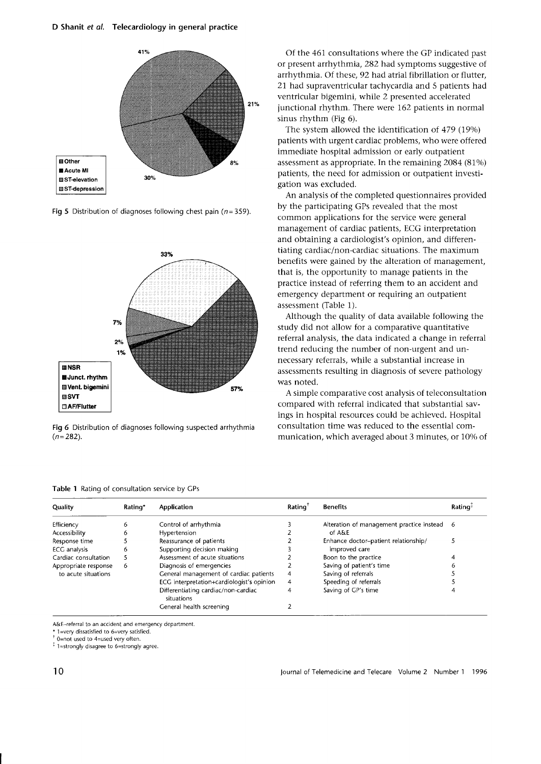Fig 5 Distribution of diagnoses following chest pain ($n = 359$).

Fig 6 Distribution of diagnoses following suspected arrhythmia ($n = 282$).

Of the 461 consultations where the GP indicated past or present arrhythmia, 282 had symptoms suggestive of arrhythmia. Of these, 92 had atrial fibrillation or flutter, 21 had supraventricular tachycardia and 5 patients had ventricular bigemini, while 2 presented accelerated junctional rhythm. There were 162 patients in normal sinus rhythm (Fig 6).

The system allowed the identification of 479 (19%) patients with urgent cardiac problems, who were offered immediate hospital admission or early outpatient assessment as appropriate. In the remaining 2084 (81%) patients, the need for admission or outpatient investigation was excluded.

An analysis of the completed questionnaires provided by the participating GPs revealed that the most common applications for the service were general management of cardiac patients, ECG interpretation and obtaining a cardiologist's opinion, and differentiating cardiac/non-cardiac situations. The maximum benefits were gained by the alteration of management, that is, the opportunity to manage patients in the practice instead of referring them to an accident and emergency department or requiring an outpatient assessment (Table 1).

Although the quality of data available following the study did not allow for a comparative quantitative referral analysis, the data indicated a change in referral trend reducing the number of non-urgent and unnecessary referrals, while a substantial increase in assessments resulting in diagnosis of severe pathology was noted.

A simple comparative cost analysis of teleconsultation compared with referral indicated that substantial savings in hospital resources could be achieved. Hospital consultation time was reduced to the essential communication, which averaged about 3 minutes, or 10% of

**Table 1** Rating of consultation service by GPs

| Quality | Rating* | Application | Rating† | Benefits | Rating‡ |
|---|---|---|---|---|---|
| Efficiency | 6 | Control of arrhythmia | 3 | Alteration of management practice instead of A&E | 6 |
| Accessibility | 6 | Hypertension | 2 | Enhance doctor–patient relationship/ improved care | 5 |
| Response time | 5 | Reassurance of patients | 2 | Boon to the practice | 4 |
| ECG analysis | 6 | Supporting decision making | 3 | Saving of patient's time | 6 |
| Cardiac consultation | 5 | Assessment of acute situations | 2 | Saving of referrals | 5 |
| Appropriate response to acute situations | 6 | Diagnosis of emergencies | 2 | Speeding of referrals | 5 |
| | | General management of cardiac patients | 4 | Saving of GP's time | 4 |
| | | ECG interpretation+cardiologist's opinion | 4 | | |
| | | Differentiating cardiac/non-cardiac situations | 4 | | |
| | | General health screening | 2 | | |

A&E–referral to an accident and emergency department.
* 1=very dissatisfied to 6=very satisfied.
† 0=not used to 4=used very often.
‡ 1=strongly disagree to 6=strongly agree.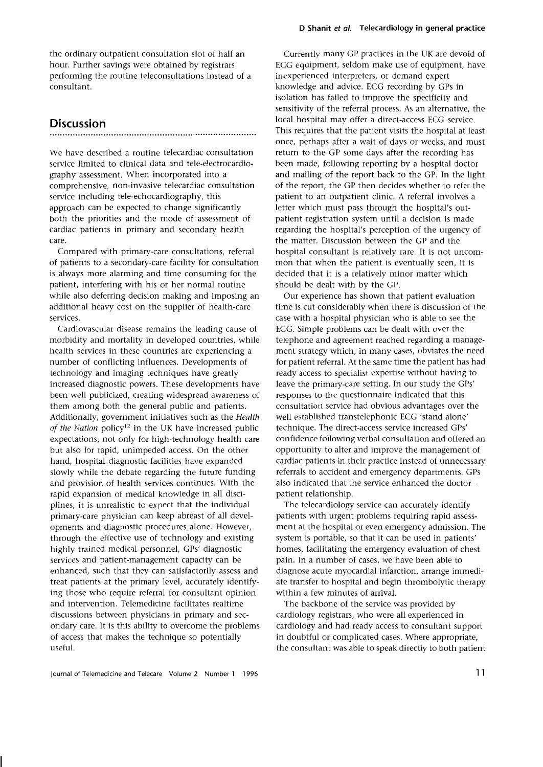the ordinary outpatient consultation slot of half an hour. Further savings were obtained by registrars performing the routine teleconsultations instead of a consultant.

## Discussion

We have described a routine telecardiac consultation service limited to clinical data and tele-electrocardiography assessment. When incorporated into a comprehensive, non-invasive telecardiac consultation service including tele-echocardiography, this approach can be expected to change significantly both the priorities and the mode of assessment of cardiac patients in primary and secondary health care.

Compared with primary-care consultations, referral of patients to a secondary-care facility for consultation is always more alarming and time consuming for the patient, interfering with his or her normal routine while also deferring decision making and imposing an additional heavy cost on the supplier of health-care services.

Cardiovascular disease remains the leading cause of morbidity and mortality in developed countries, while health services in these countries are experiencing a number of conflicting influences. Developments of technology and imaging techniques have greatly increased diagnostic powers. These developments have been well publicized, creating widespread awareness of them among both the general public and patients. Additionally, government initiatives such as the *Health of the Nation* policy[12] in the UK have increased public expectations, not only for high-technology health care but also for rapid, unimpeded access. On the other hand, hospital diagnostic facilities have expanded slowly while the debate regarding the future funding and provision of health services continues. With the rapid expansion of medical knowledge in all disciplines, it is unrealistic to expect that the individual primary-care physician can keep abreast of all developments and diagnostic procedures alone. However, through the effective use of technology and existing highly trained medical personnel, GPs' diagnostic services and patient-management capacity can be enhanced, such that they can satisfactorily assess and treat patients at the primary level, accurately identifying those who require referral for consultant opinion and intervention. Telemedicine facilitates realtime discussions between physicians in primary and secondary care. It is this ability to overcome the problems of access that makes the technique so potentially useful.

Currently many GP practices in the UK are devoid of ECG equipment, seldom make use of equipment, have inexperienced interpreters, or demand expert knowledge and advice. ECG recording by GPs in isolation has failed to improve the specificity and sensitivity of the referral process. As an alternative, the local hospital may offer a direct-access ECG service. This requires that the patient visits the hospital at least once, perhaps after a wait of days or weeks, and must return to the GP some days after the recording has been made, following reporting by a hospital doctor and mailing of the report back to the GP. In the light of the report, the GP then decides whether to refer the patient to an outpatient clinic. A referral involves a letter which must pass through the hospital's outpatient registration system until a decision is made regarding the hospital's perception of the urgency of the matter. Discussion between the GP and the hospital consultant is relatively rare. It is not uncommon that when the patient is eventually seen, it is decided that it is a relatively minor matter which should be dealt with by the GP.

Our experience has shown that patient evaluation time is cut considerably when there is discussion of the case with a hospital physician who is able to see the ECG. Simple problems can be dealt with over the telephone and agreement reached regarding a management strategy which, in many cases, obviates the need for patient referral. At the same time the patient has had ready access to specialist expertise without having to leave the primary-care setting. In our study the GPs' responses to the questionnaire indicated that this consultation service had obvious advantages over the well established transtelephonic ECG 'stand alone' technique. The direct-access service increased GPs' confidence following verbal consultation and offered an opportunity to alter and improve the management of cardiac patients in their practice instead of unnecessary referrals to accident and emergency departments. GPs also indicated that the service enhanced the doctor–patient relationship.

The telecardiology service can accurately identify patients with urgent problems requiring rapid assessment at the hospital or even emergency admission. The system is portable, so that it can be used in patients' homes, facilitating the emergency evaluation of chest pain. In a number of cases, we have been able to diagnose acute myocardial infarction, arrange immediate transfer to hospital and begin thrombolytic therapy within a few minutes of arrival.

The backbone of the service was provided by cardiology registrars, who were all experienced in cardiology and had ready access to consultant support in doubtful or complicated cases. Where appropriate, the consultant was able to speak directly to both patient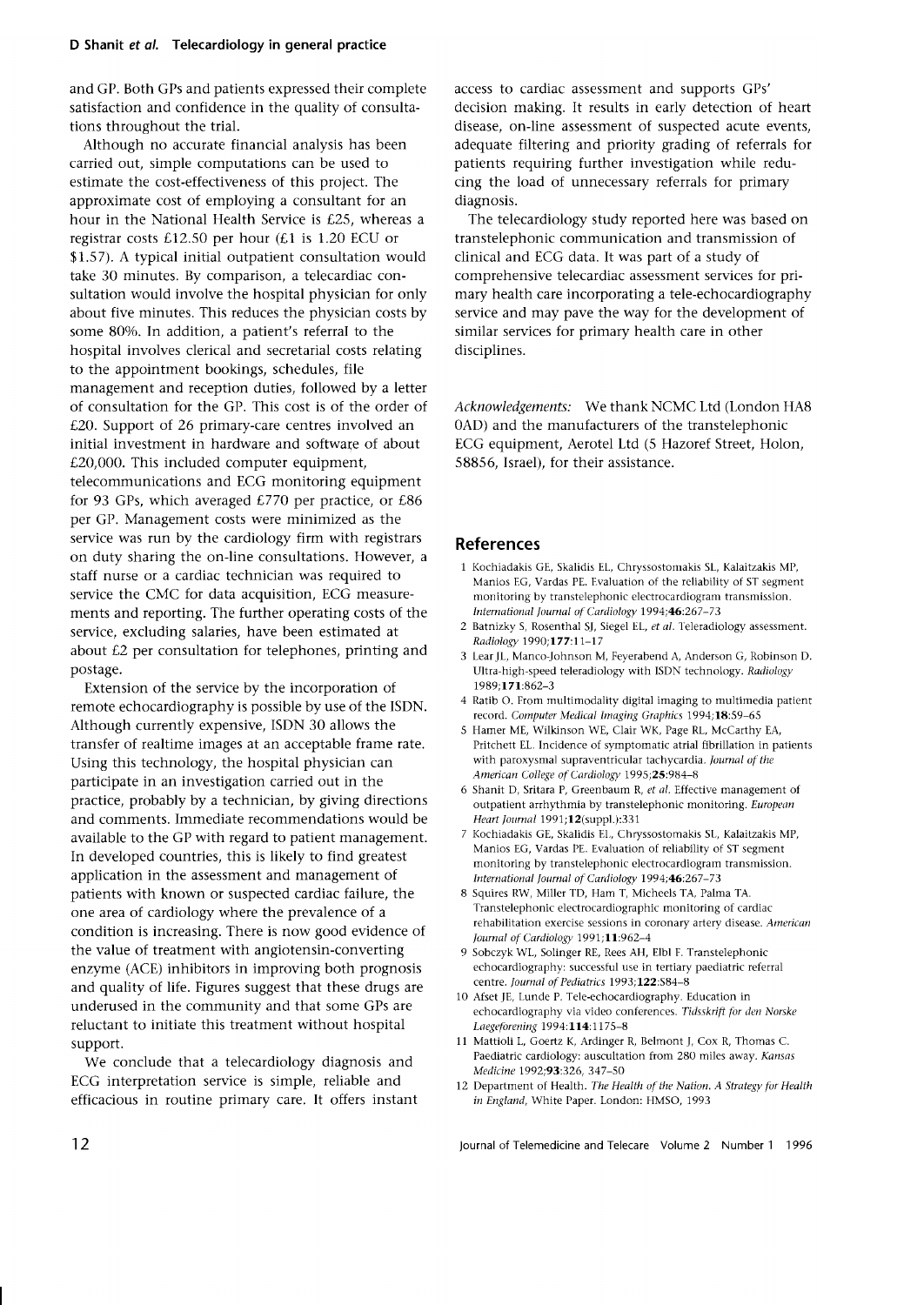and GP. Both GPs and patients expressed their complete satisfaction and confidence in the quality of consultations throughout the trial.

Although no accurate financial analysis has been carried out, simple computations can be used to estimate the cost-effectiveness of this project. The approximate cost of employing a consultant for an hour in the National Health Service is £25, whereas a registrar costs £12.50 per hour (£1 is 1.20 ECU or $1.57). A typical initial outpatient consultation would take 30 minutes. By comparison, a telecardiac consultation would involve the hospital physician for only about five minutes. This reduces the physician costs by some 80%. In addition, a patient's referral to the hospital involves clerical and secretarial costs relating to the appointment bookings, schedules, file management and reception duties, followed by a letter of consultation for the GP. This cost is of the order of £20. Support of 26 primary-care centres involved an initial investment in hardware and software of about £20,000. This included computer equipment, telecommunications and ECG monitoring equipment for 93 GPs, which averaged £770 per practice, or £86 per GP. Management costs were minimized as the service was run by the cardiology firm with registrars on duty sharing the on-line consultations. However, a staff nurse or a cardiac technician was required to service the CMC for data acquisition, ECG measurements and reporting. The further operating costs of the service, excluding salaries, have been estimated at about £2 per consultation for telephones, printing and postage.

Extension of the service by the incorporation of remote echocardiography is possible by use of the ISDN. Although currently expensive, ISDN 30 allows the transfer of realtime images at an acceptable frame rate. Using this technology, the hospital physician can participate in an investigation carried out in the practice, probably by a technician, by giving directions and comments. Immediate recommendations would be available to the GP with regard to patient management. In developed countries, this is likely to find greatest application in the assessment and management of patients with known or suspected cardiac failure, the one area of cardiology where the prevalence of a condition is increasing. There is now good evidence of the value of treatment with angiotensin-converting enzyme (ACE) inhibitors in improving both prognosis and quality of life. Figures suggest that these drugs are underused in the community and that some GPs are reluctant to initiate this treatment without hospital support.

We conclude that a telecardiology diagnosis and ECG interpretation service is simple, reliable and efficacious in routine primary care. It offers instant access to cardiac assessment and supports GPs' decision making. It results in early detection of heart disease, on-line assessment of suspected acute events, adequate filtering and priority grading of referrals for patients requiring further investigation while reducing the load of unnecessary referrals for primary diagnosis.

The telecardiology study reported here was based on transtelephonic communication and transmission of clinical and ECG data. It was part of a study of comprehensive telecardiac assessment services for primary health care incorporating a tele-echocardiography service and may pave the way for the development of similar services for primary health care in other disciplines.

*Acknowledgements:* We thank NCMC Ltd (London HA8 0AD) and the manufacturers of the transtelephonic ECG equipment, Aerotel Ltd (5 Hazoref Street, Holon, 58856, Israel), for their assistance.

## References

1. Kochiadakis GE, Skalidis EL, Chryssostomakis SL, Kalaitzakis MP, Manios EG, Vardas PE. Evaluation of the reliability of ST segment monitoring by transtelephonic electrocardiogram transmission. *International Journal of Cardiology* 1994;**46**:267–73
2. Batnizky S, Rosenthal SJ, Siegel EL, *et al*. Teleradiology assessment. *Radiology* 1990;**177**:11–17
3. Lear JL, Manco-Johnson M, Feyerabend A, Anderson G, Robinson D. Ultra-high-speed teleradiology with ISDN technology. *Radiology* 1989;**171**:862–3
4. Ratib O. From multimodality digital imaging to multimedia patient record. *Computer Medical Imaging Graphics* 1994;**18**:59–65
5. Hamer ME, Wilkinson WE, Clair WK, Page RL, McCarthy EA, Pritchett EL. Incidence of symptomatic atrial fibrillation in patients with paroxysmal supraventricular tachycardia. *Journal of the American College of Cardiology* 1995;**25**:984–8
6. Shanit D, Sritara P, Greenbaum R, *et al*. Effective management of outpatient arrhythmia by transtelephonic monitoring. *European Heart Journal* 1991;**12**(suppl.):331
7. Kochiadakis GE, Skalidis EL, Chryssostomakis SL, Kalaitzakis MP, Manios EG, Vardas PE. Evaluation of reliability of ST segment monitoring by transtelephonic electrocardiogram transmission. *International Journal of Cardiology* 1994;**46**:267–73
8. Squires RW, Miller TD, Ham T, Micheels TA, Palma TA. Transtelephonic electrocardiographic monitoring of cardiac rehabilitation exercise sessions in coronary artery disease. *American Journal of Cardiology* 1991;**11**:962–4
9. Sobczyk WL, Solinger RE, Rees AH, Elbl F. Transtelephonic echocardiography: successful use in tertiary paediatric referral centre. *Journal of Pediatrics* 1993;**122**:S84–8
10. Afset JE, Lunde P. Tele-echocardiography. Education in echocardiography via video conferences. *Tidsskrift for den Norske Laegeforening* 1994:**114**:1175–8
11. Mattioli L, Goertz K, Ardinger R, Belmont J, Cox R, Thomas C. Paediatric cardiology: auscultation from 280 miles away. *Kansas Medicine* 1992;**93**:326, 347–50
12. Department of Health. *The Health of the Nation. A Strategy for Health in England*, White Paper. London: HMSO, 1993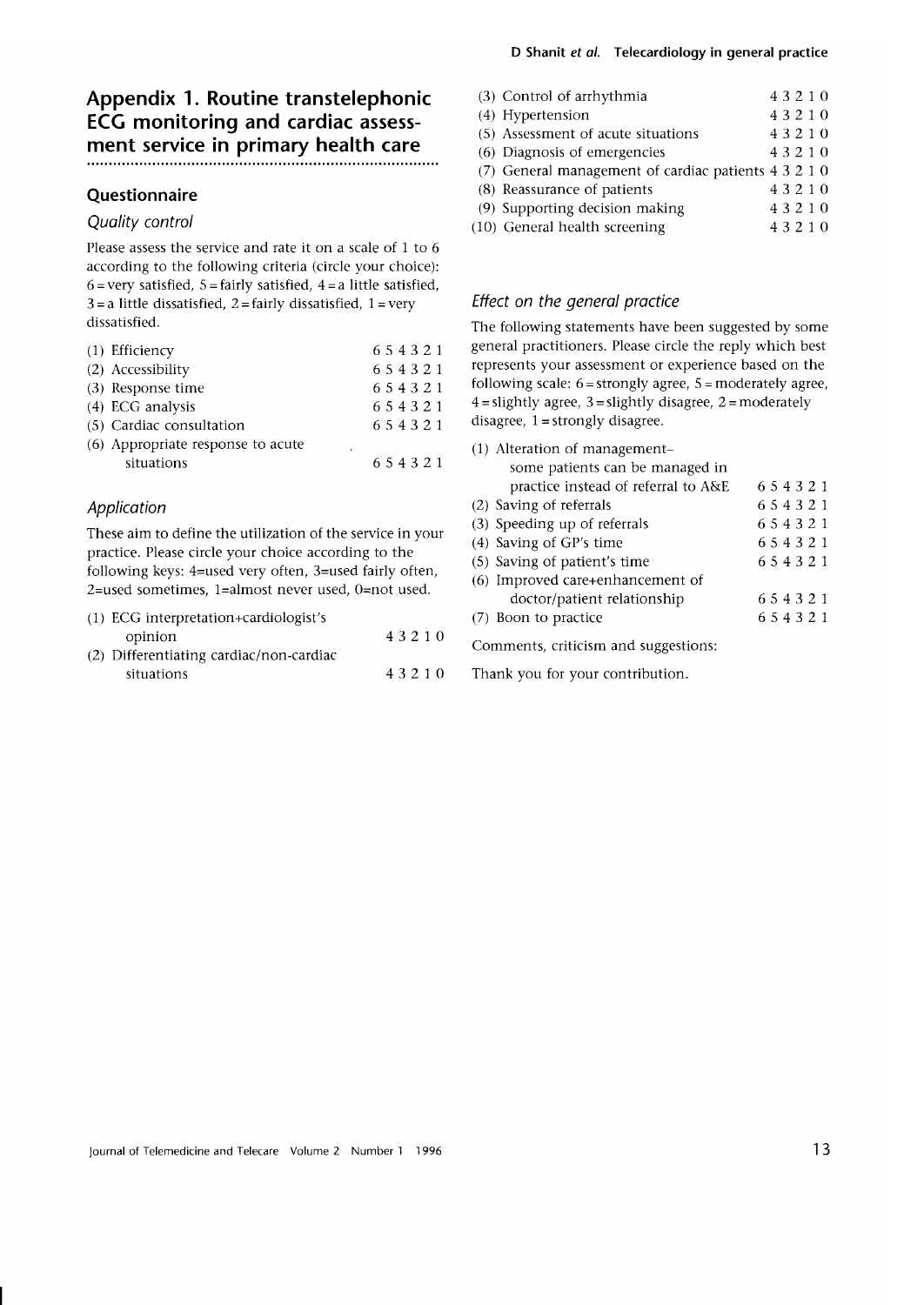## Appendix 1. Routine transtelephonic ECG monitoring and cardiac assessment service in primary health care

### Questionnaire

#### *Quality control*

Please assess the service and rate it on a scale of 1 to 6 according to the following criteria (circle your choice): 6 = very satisfied, 5 = fairly satisfied, 4 = a little satisfied, 3 = a little dissatisfied, 2 = fairly dissatisfied, 1 = very dissatisfied.

| | |
|---|---|
| (1) Efficiency | 6 5 4 3 2 1 |
| (2) Accessibility | 6 5 4 3 2 1 |
| (3) Response time | 6 5 4 3 2 1 |
| (4) ECG analysis | 6 5 4 3 2 1 |
| (5) Cardiac consultation | 6 5 4 3 2 1 |
| (6) Appropriate response to acute situations | 6 5 4 3 2 1 |

#### *Application*

These aim to define the utilization of the service in your practice. Please circle your choice according to the following keys: 4=used very often, 3=used fairly often, 2=used sometimes, 1=almost never used, 0=not used.

| | |
|---|---|
| (1) ECG interpretation+cardiologist's opinion | 4 3 2 1 0 |
| (2) Differentiating cardiac/non-cardiac situations | 4 3 2 1 0 |
| (3) Control of arrhythmia | 4 3 2 1 0 |
| (4) Hypertension | 4 3 2 1 0 |
| (5) Assessment of acute situations | 4 3 2 1 0 |
| (6) Diagnosis of emergencies | 4 3 2 1 0 |
| (7) General management of cardiac patients | 4 3 2 1 0 |
| (8) Reassurance of patients | 4 3 2 1 0 |
| (9) Supporting decision making | 4 3 2 1 0 |
| (10) General health screening | 4 3 2 1 0 |

#### *Effect on the general practice*

The following statements have been suggested by some general practitioners. Please circle the reply which best represents your assessment or experience based on the following scale: 6 = strongly agree, 5 = moderately agree, 4 = slightly agree, 3 = slightly disagree, 2 = moderately disagree, 1 = strongly disagree.

| | |
|---|---|
| (1) Alteration of management– some patients can be managed in practice instead of referral to A&E | 6 5 4 3 2 1 |
| (2) Saving of referrals | 6 5 4 3 2 1 |
| (3) Speeding up of referrals | 6 5 4 3 2 1 |
| (4) Saving of GP's time | 6 5 4 3 2 1 |
| (5) Saving of patient's time | 6 5 4 3 2 1 |
| (6) Improved care+enhancement of doctor/patient relationship | 6 5 4 3 2 1 |
| (7) Boon to practice | 6 5 4 3 2 1 |

Comments, criticism and suggestions:

Thank you for your contribution.